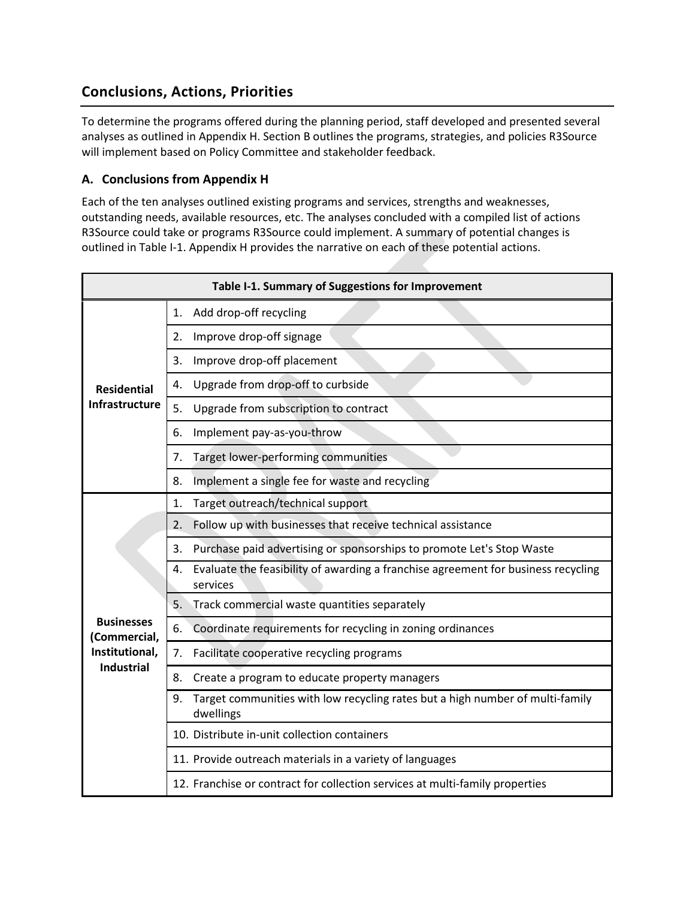## Conclusions, Actions, Priorities

To determine the programs offered during the planning period, staff developed and presented several analyses as outlined in Appendix H. Section B outlines the programs, strategies, and policies R3Source will implement based on Policy Committee and stakeholder feedback.

### A. Conclusions from Appendix H

Each of the ten analyses outlined existing programs and services, strengths and weaknesses, outstanding needs, available resources, etc. The analyses concluded with a compiled list of actions R3Source could take or programs R3Source could implement. A summary of potential changes is outlined in Table I-1. Appendix H provides the narrative on each of these potential actions.

| Table I-1. Summary of Suggestions for Improvement | |
|---|---|
| **Residential Infrastructure** | 1. Add drop-off recycling |
| | 2. Improve drop-off signage |
| | 3. Improve drop-off placement |
| | 4. Upgrade from drop-off to curbside |
| | 5. Upgrade from subscription to contract |
| | 6. Implement pay-as-you-throw |
| | 7. Target lower-performing communities |
| | 8. Implement a single fee for waste and recycling |
| **Businesses (Commercial, Institutional, Industrial** | 1. Target outreach/technical support |
| | 2. Follow up with businesses that receive technical assistance |
| | 3. Purchase paid advertising or sponsorships to promote Let's Stop Waste |
| | 4. Evaluate the feasibility of awarding a franchise agreement for business recycling services |
| | 5. Track commercial waste quantities separately |
| | 6. Coordinate requirements for recycling in zoning ordinances |
| | 7. Facilitate cooperative recycling programs |
| | 8. Create a program to educate property managers |
| | 9. Target communities with low recycling rates but a high number of multi-family dwellings |
| | 10. Distribute in-unit collection containers |
| | 11. Provide outreach materials in a variety of languages |
| | 12. Franchise or contract for collection services at multi-family properties |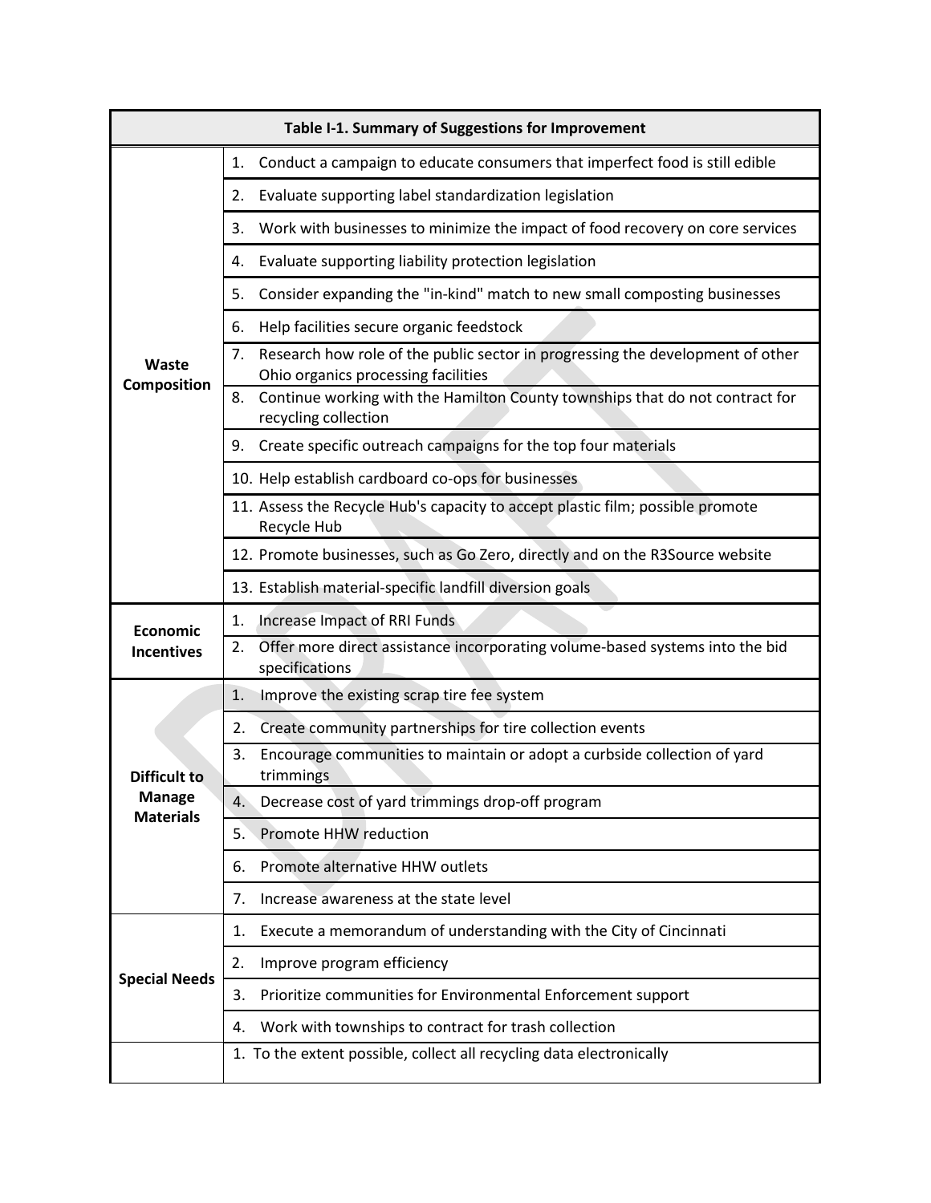| Table I-1. Summary of Suggestions for Improvement | |
| --- | --- |
| **Waste Composition** | 1. Conduct a campaign to educate consumers that imperfect food is still edible |
| | 2. Evaluate supporting label standardization legislation |
| | 3. Work with businesses to minimize the impact of food recovery on core services |
| | 4. Evaluate supporting liability protection legislation |
| | 5. Consider expanding the "in-kind" match to new small composting businesses |
| | 6. Help facilities secure organic feedstock |
| | 7. Research how role of the public sector in progressing the development of other Ohio organics processing facilities |
| | 8. Continue working with the Hamilton County townships that do not contract for recycling collection |
| | 9. Create specific outreach campaigns for the top four materials |
| | 10. Help establish cardboard co-ops for businesses |
| | 11. Assess the Recycle Hub's capacity to accept plastic film; possible promote Recycle Hub |
| | 12. Promote businesses, such as Go Zero, directly and on the R3Source website |
| | 13. Establish material-specific landfill diversion goals |
| **Economic Incentives** | 1. Increase Impact of RRI Funds |
| | 2. Offer more direct assistance incorporating volume-based systems into the bid specifications |
| **Difficult to Manage Materials** | 1. Improve the existing scrap tire fee system |
| | 2. Create community partnerships for tire collection events |
| | 3. Encourage communities to maintain or adopt a curbside collection of yard trimmings |
| | 4. Decrease cost of yard trimmings drop-off program |
| | 5. Promote HHW reduction |
| | 6. Promote alternative HHW outlets |
| | 7. Increase awareness at the state level |
| **Special Needs** | 1. Execute a memorandum of understanding with the City of Cincinnati |
| | 2. Improve program efficiency |
| | 3. Prioritize communities for Environmental Enforcement support |
| | 4. Work with townships to contract for trash collection |
| | 1. To the extent possible, collect all recycling data electronically |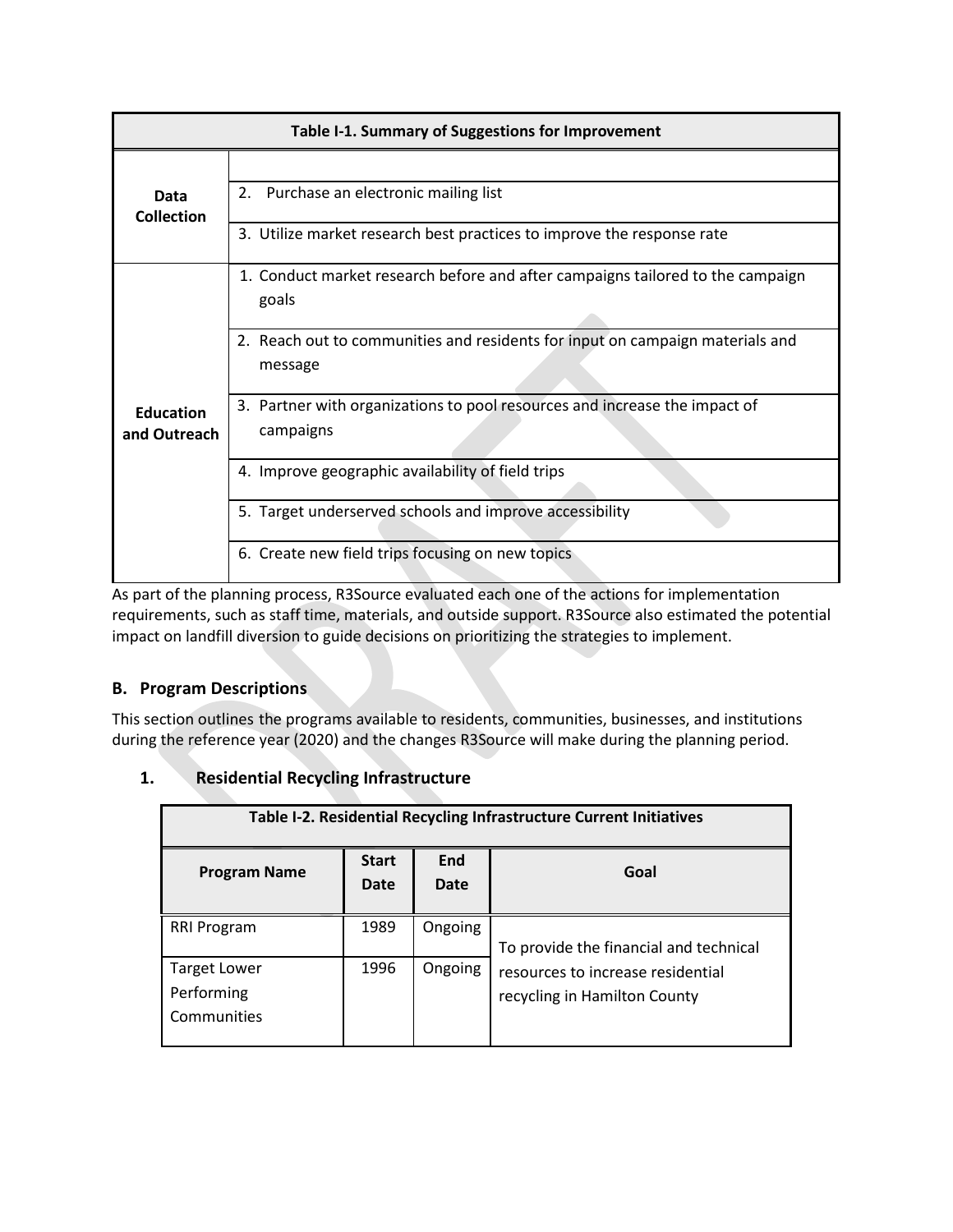| Table I-1. Summary of Suggestions for Improvement | |
|---|---|
| **Data Collection** | |
| | 2. Purchase an electronic mailing list |
| | 3. Utilize market research best practices to improve the response rate |
| **Education and Outreach** | 1. Conduct market research before and after campaigns tailored to the campaign goals |
| | 2. Reach out to communities and residents for input on campaign materials and message |
| | 3. Partner with organizations to pool resources and increase the impact of campaigns |
| | 4. Improve geographic availability of field trips |
| | 5. Target underserved schools and improve accessibility |
| | 6. Create new field trips focusing on new topics |

As part of the planning process, R3Source evaluated each one of the actions for implementation requirements, such as staff time, materials, and outside support. R3Source also estimated the potential impact on landfill diversion to guide decisions on prioritizing the strategies to implement.

## B. Program Descriptions

This section outlines the programs available to residents, communities, businesses, and institutions during the reference year (2020) and the changes R3Source will make during the planning period.

### 1. Residential Recycling Infrastructure

| Table I-2. Residential Recycling Infrastructure Current Initiatives | | | |
|---|---|---|---|
| **Program Name** | **Start Date** | **End Date** | **Goal** |
| RRI Program | 1989 | Ongoing | To provide the financial and technical resources to increase residential recycling in Hamilton County |
| Target Lower Performing Communities | 1996 | Ongoing | |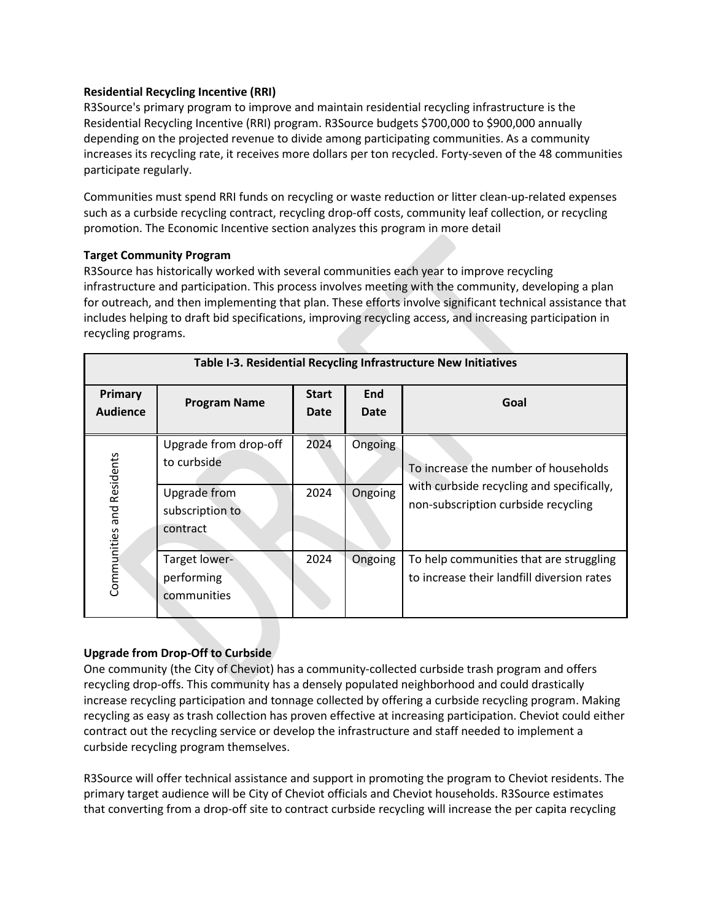**Residential Recycling Incentive (RRI)**

R3Source's primary program to improve and maintain residential recycling infrastructure is the Residential Recycling Incentive (RRI) program. R3Source budgets $700,000 to $900,000 annually depending on the projected revenue to divide among participating communities. As a community increases its recycling rate, it receives more dollars per ton recycled. Forty-seven of the 48 communities participate regularly.

Communities must spend RRI funds on recycling or waste reduction or litter clean-up-related expenses such as a curbside recycling contract, recycling drop-off costs, community leaf collection, or recycling promotion. The Economic Incentive section analyzes this program in more detail

**Target Community Program**

R3Source has historically worked with several communities each year to improve recycling infrastructure and participation. This process involves meeting with the community, developing a plan for outreach, and then implementing that plan. These efforts involve significant technical assistance that includes helping to draft bid specifications, improving recycling access, and increasing participation in recycling programs.

| Table I-3. Residential Recycling Infrastructure New Initiatives | | | | |
|---|---|---|---|---|
| Primary Audience | Program Name | Start Date | End Date | Goal |
| Communities and Residents | Upgrade from drop-off to curbside | 2024 | Ongoing | To increase the number of households with curbside recycling and specifically, non-subscription curbside recycling |
| | Upgrade from subscription to contract | 2024 | Ongoing | |
| | Target lower-performing communities | 2024 | Ongoing | To help communities that are struggling to increase their landfill diversion rates |

**Upgrade from Drop-Off to Curbside**

One community (the City of Cheviot) has a community-collected curbside trash program and offers recycling drop-offs. This community has a densely populated neighborhood and could drastically increase recycling participation and tonnage collected by offering a curbside recycling program. Making recycling as easy as trash collection has proven effective at increasing participation. Cheviot could either contract out the recycling service or develop the infrastructure and staff needed to implement a curbside recycling program themselves.

R3Source will offer technical assistance and support in promoting the program to Cheviot residents. The primary target audience will be City of Cheviot officials and Cheviot households. R3Source estimates that converting from a drop-off site to contract curbside recycling will increase the per capita recycling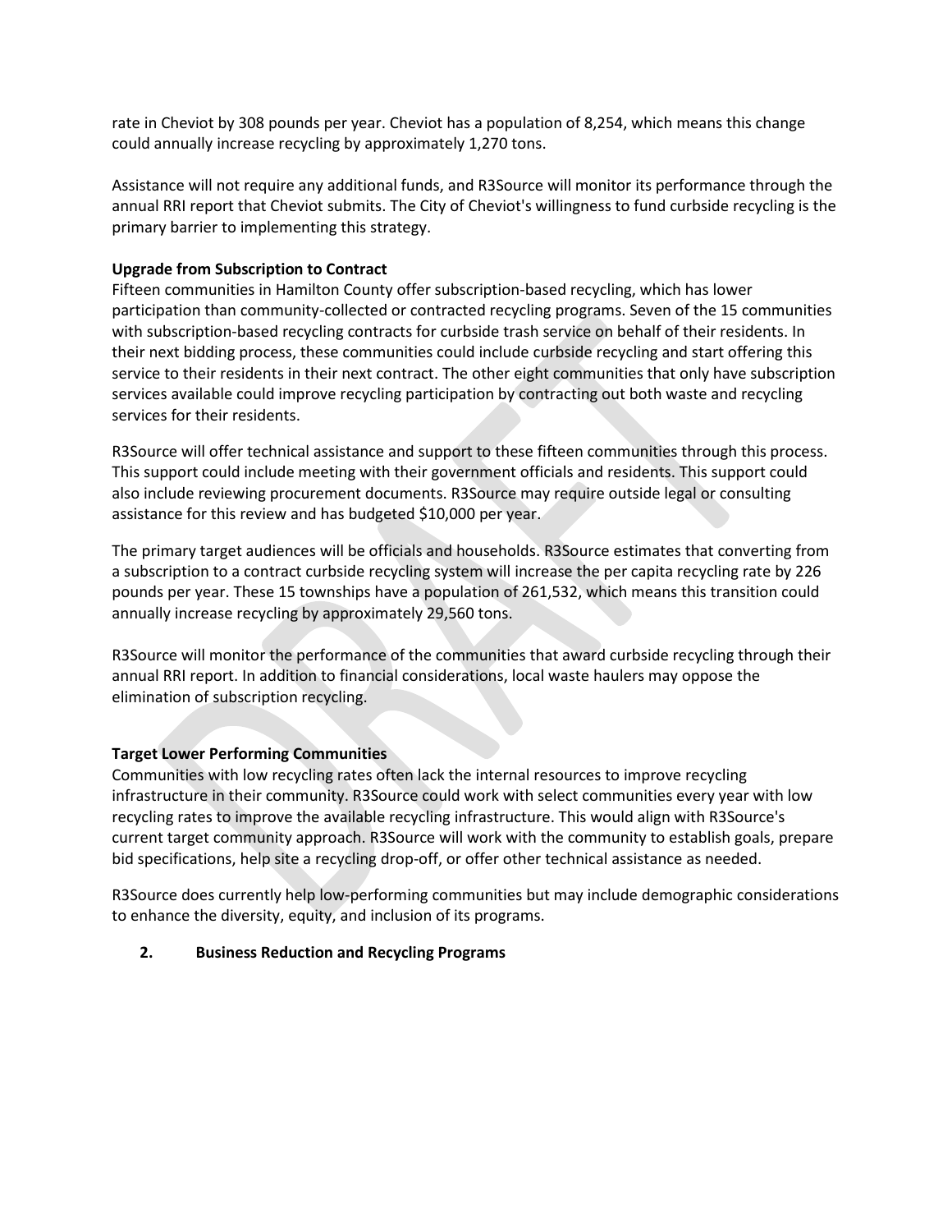rate in Cheviot by 308 pounds per year. Cheviot has a population of 8,254, which means this change could annually increase recycling by approximately 1,270 tons.

Assistance will not require any additional funds, and R3Source will monitor its performance through the annual RRI report that Cheviot submits. The City of Cheviot's willingness to fund curbside recycling is the primary barrier to implementing this strategy.

**Upgrade from Subscription to Contract**

Fifteen communities in Hamilton County offer subscription-based recycling, which has lower participation than community-collected or contracted recycling programs. Seven of the 15 communities with subscription-based recycling contracts for curbside trash service on behalf of their residents. In their next bidding process, these communities could include curbside recycling and start offering this service to their residents in their next contract. The other eight communities that only have subscription services available could improve recycling participation by contracting out both waste and recycling services for their residents.

R3Source will offer technical assistance and support to these fifteen communities through this process. This support could include meeting with their government officials and residents. This support could also include reviewing procurement documents. R3Source may require outside legal or consulting assistance for this review and has budgeted $10,000 per year.

The primary target audiences will be officials and households. R3Source estimates that converting from a subscription to a contract curbside recycling system will increase the per capita recycling rate by 226 pounds per year. These 15 townships have a population of 261,532, which means this transition could annually increase recycling by approximately 29,560 tons.

R3Source will monitor the performance of the communities that award curbside recycling through their annual RRI report. In addition to financial considerations, local waste haulers may oppose the elimination of subscription recycling.

**Target Lower Performing Communities**

Communities with low recycling rates often lack the internal resources to improve recycling infrastructure in their community. R3Source could work with select communities every year with low recycling rates to improve the available recycling infrastructure. This would align with R3Source's current target community approach. R3Source will work with the community to establish goals, prepare bid specifications, help site a recycling drop-off, or offer other technical assistance as needed.

R3Source does currently help low-performing communities but may include demographic considerations to enhance the diversity, equity, and inclusion of its programs.

**2. Business Reduction and Recycling Programs**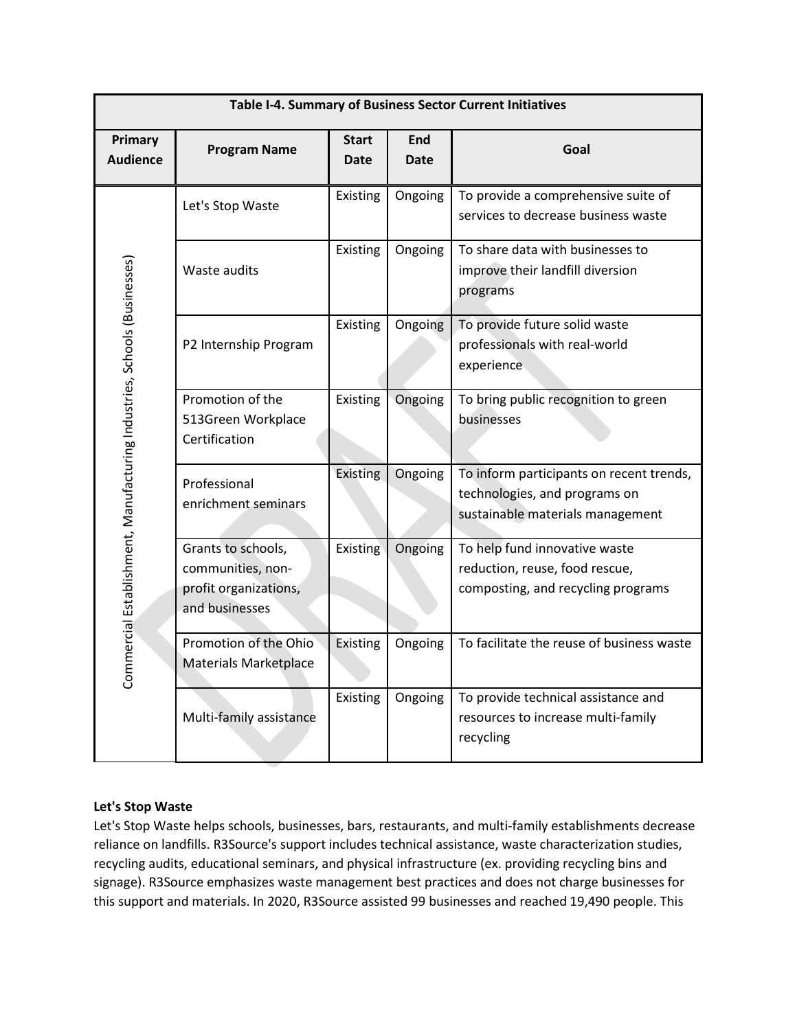| Table I-4. Summary of Business Sector Current Initiatives | | | | |
|---|---|---|---|---|
| **Primary Audience** | **Program Name** | **Start Date** | **End Date** | **Goal** |
| Commercial Establishment, Manufacturing Industries, Schools (Businesses) | Let's Stop Waste | Existing | Ongoing | To provide a comprehensive suite of services to decrease business waste |
| | Waste audits | Existing | Ongoing | To share data with businesses to improve their landfill diversion programs |
| | P2 Internship Program | Existing | Ongoing | To provide future solid waste professionals with real-world experience |
| | Promotion of the 513Green Workplace Certification | Existing | Ongoing | To bring public recognition to green businesses |
| | Professional enrichment seminars | Existing | Ongoing | To inform participants on recent trends, technologies, and programs on sustainable materials management |
| | Grants to schools, communities, non-profit organizations, and businesses | Existing | Ongoing | To help fund innovative waste reduction, reuse, food rescue, composting, and recycling programs |
| | Promotion of the Ohio Materials Marketplace | Existing | Ongoing | To facilitate the reuse of business waste |
| | Multi-family assistance | Existing | Ongoing | To provide technical assistance and resources to increase multi-family recycling |

**Let's Stop Waste**

Let's Stop Waste helps schools, businesses, bars, restaurants, and multi-family establishments decrease reliance on landfills. R3Source's support includes technical assistance, waste characterization studies, recycling audits, educational seminars, and physical infrastructure (ex. providing recycling bins and signage). R3Source emphasizes waste management best practices and does not charge businesses for this support and materials. In 2020, R3Source assisted 99 businesses and reached 19,490 people. This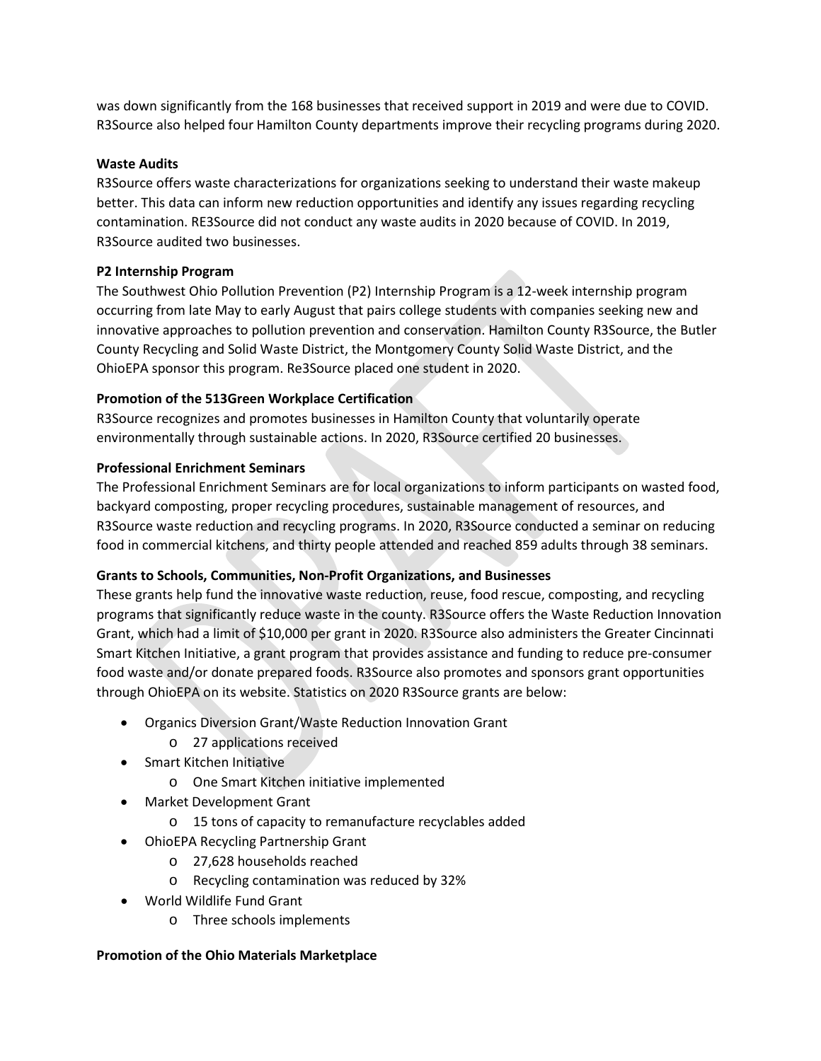was down significantly from the 168 businesses that received support in 2019 and were due to COVID. R3Source also helped four Hamilton County departments improve their recycling programs during 2020.

**Waste Audits**

R3Source offers waste characterizations for organizations seeking to understand their waste makeup better. This data can inform new reduction opportunities and identify any issues regarding recycling contamination. RE3Source did not conduct any waste audits in 2020 because of COVID. In 2019, R3Source audited two businesses.

**P2 Internship Program**

The Southwest Ohio Pollution Prevention (P2) Internship Program is a 12-week internship program occurring from late May to early August that pairs college students with companies seeking new and innovative approaches to pollution prevention and conservation. Hamilton County R3Source, the Butler County Recycling and Solid Waste District, the Montgomery County Solid Waste District, and the OhioEPA sponsor this program. Re3Source placed one student in 2020.

**Promotion of the 513Green Workplace Certification**

R3Source recognizes and promotes businesses in Hamilton County that voluntarily operate environmentally through sustainable actions. In 2020, R3Source certified 20 businesses.

**Professional Enrichment Seminars**

The Professional Enrichment Seminars are for local organizations to inform participants on wasted food, backyard composting, proper recycling procedures, sustainable management of resources, and R3Source waste reduction and recycling programs. In 2020, R3Source conducted a seminar on reducing food in commercial kitchens, and thirty people attended and reached 859 adults through 38 seminars.

**Grants to Schools, Communities, Non-Profit Organizations, and Businesses**

These grants help fund the innovative waste reduction, reuse, food rescue, composting, and recycling programs that significantly reduce waste in the county. R3Source offers the Waste Reduction Innovation Grant, which had a limit of $10,000 per grant in 2020. R3Source also administers the Greater Cincinnati Smart Kitchen Initiative, a grant program that provides assistance and funding to reduce pre-consumer food waste and/or donate prepared foods. R3Source also promotes and sponsors grant opportunities through OhioEPA on its website. Statistics on 2020 R3Source grants are below:

- Organics Diversion Grant/Waste Reduction Innovation Grant
  - 27 applications received
- Smart Kitchen Initiative
  - One Smart Kitchen initiative implemented
- Market Development Grant
  - 15 tons of capacity to remanufacture recyclables added
- OhioEPA Recycling Partnership Grant
  - 27,628 households reached
  - Recycling contamination was reduced by 32%
- World Wildlife Fund Grant
  - Three schools implements

**Promotion of the Ohio Materials Marketplace**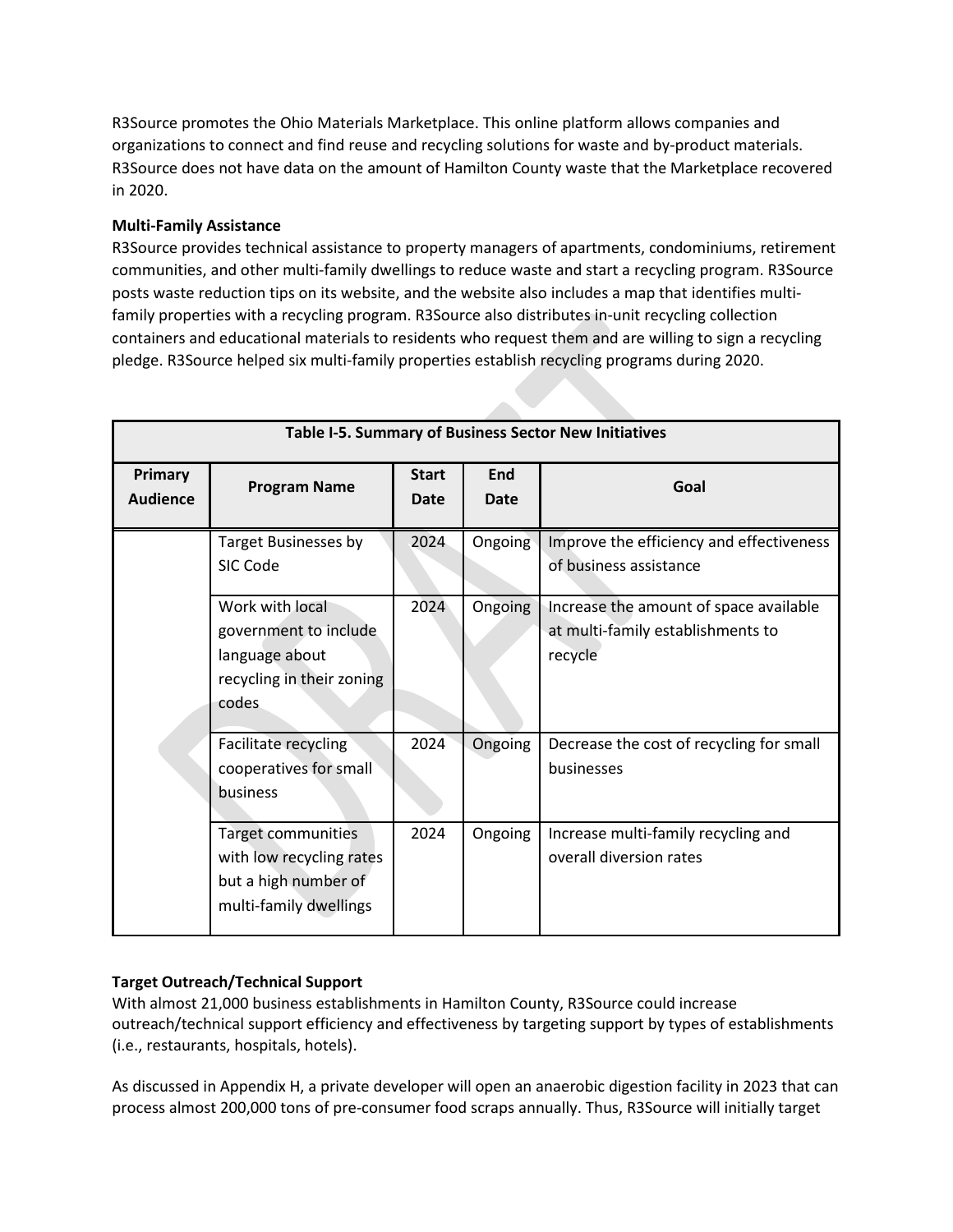R3Source promotes the Ohio Materials Marketplace. This online platform allows companies and organizations to connect and find reuse and recycling solutions for waste and by-product materials. R3Source does not have data on the amount of Hamilton County waste that the Marketplace recovered in 2020.

**Multi-Family Assistance**
R3Source provides technical assistance to property managers of apartments, condominiums, retirement communities, and other multi-family dwellings to reduce waste and start a recycling program. R3Source posts waste reduction tips on its website, and the website also includes a map that identifies multi-family properties with a recycling program. R3Source also distributes in-unit recycling collection containers and educational materials to residents who request them and are willing to sign a recycling pledge. R3Source helped six multi-family properties establish recycling programs during 2020.

| Table I-5. Summary of Business Sector New Initiatives | | | | |
|---|---|---|---|---|
| **Primary Audience** | **Program Name** | **Start Date** | **End Date** | **Goal** |
| | Target Businesses by SIC Code | 2024 | Ongoing | Improve the efficiency and effectiveness of business assistance |
| | Work with local government to include language about recycling in their zoning codes | 2024 | Ongoing | Increase the amount of space available at multi-family establishments to recycle |
| | Facilitate recycling cooperatives for small business | 2024 | Ongoing | Decrease the cost of recycling for small businesses |
| | Target communities with low recycling rates but a high number of multi-family dwellings | 2024 | Ongoing | Increase multi-family recycling and overall diversion rates |

**Target Outreach/Technical Support**
With almost 21,000 business establishments in Hamilton County, R3Source could increase outreach/technical support efficiency and effectiveness by targeting support by types of establishments (i.e., restaurants, hospitals, hotels).

As discussed in Appendix H, a private developer will open an anaerobic digestion facility in 2023 that can process almost 200,000 tons of pre-consumer food scraps annually. Thus, R3Source will initially target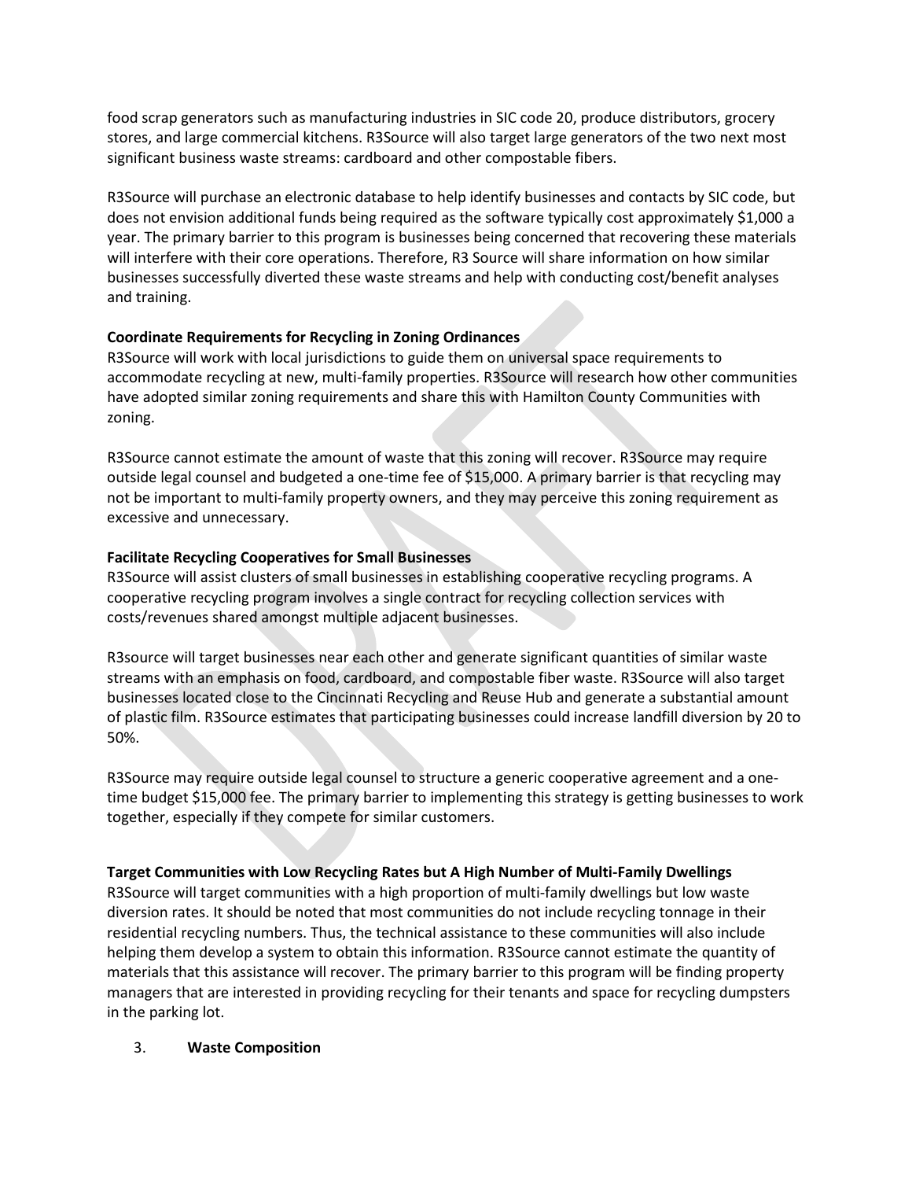food scrap generators such as manufacturing industries in SIC code 20, produce distributors, grocery stores, and large commercial kitchens. R3Source will also target large generators of the two next most significant business waste streams: cardboard and other compostable fibers.

R3Source will purchase an electronic database to help identify businesses and contacts by SIC code, but does not envision additional funds being required as the software typically cost approximately $1,000 a year. The primary barrier to this program is businesses being concerned that recovering these materials will interfere with their core operations. Therefore, R3 Source will share information on how similar businesses successfully diverted these waste streams and help with conducting cost/benefit analyses and training.

**Coordinate Requirements for Recycling in Zoning Ordinances**
R3Source will work with local jurisdictions to guide them on universal space requirements to accommodate recycling at new, multi-family properties. R3Source will research how other communities have adopted similar zoning requirements and share this with Hamilton County Communities with zoning.

R3Source cannot estimate the amount of waste that this zoning will recover. R3Source may require outside legal counsel and budgeted a one-time fee of $15,000. A primary barrier is that recycling may not be important to multi-family property owners, and they may perceive this zoning requirement as excessive and unnecessary.

**Facilitate Recycling Cooperatives for Small Businesses**
R3Source will assist clusters of small businesses in establishing cooperative recycling programs. A cooperative recycling program involves a single contract for recycling collection services with costs/revenues shared amongst multiple adjacent businesses.

R3source will target businesses near each other and generate significant quantities of similar waste streams with an emphasis on food, cardboard, and compostable fiber waste. R3Source will also target businesses located close to the Cincinnati Recycling and Reuse Hub and generate a substantial amount of plastic film. R3Source estimates that participating businesses could increase landfill diversion by 20 to 50%.

R3Source may require outside legal counsel to structure a generic cooperative agreement and a one-time budget $15,000 fee. The primary barrier to implementing this strategy is getting businesses to work together, especially if they compete for similar customers.

**Target Communities with Low Recycling Rates but A High Number of Multi-Family Dwellings**
R3Source will target communities with a high proportion of multi-family dwellings but low waste diversion rates. It should be noted that most communities do not include recycling tonnage in their residential recycling numbers. Thus, the technical assistance to these communities will also include helping them develop a system to obtain this information. R3Source cannot estimate the quantity of materials that this assistance will recover. The primary barrier to this program will be finding property managers that are interested in providing recycling for their tenants and space for recycling dumpsters in the parking lot.

3. **Waste Composition**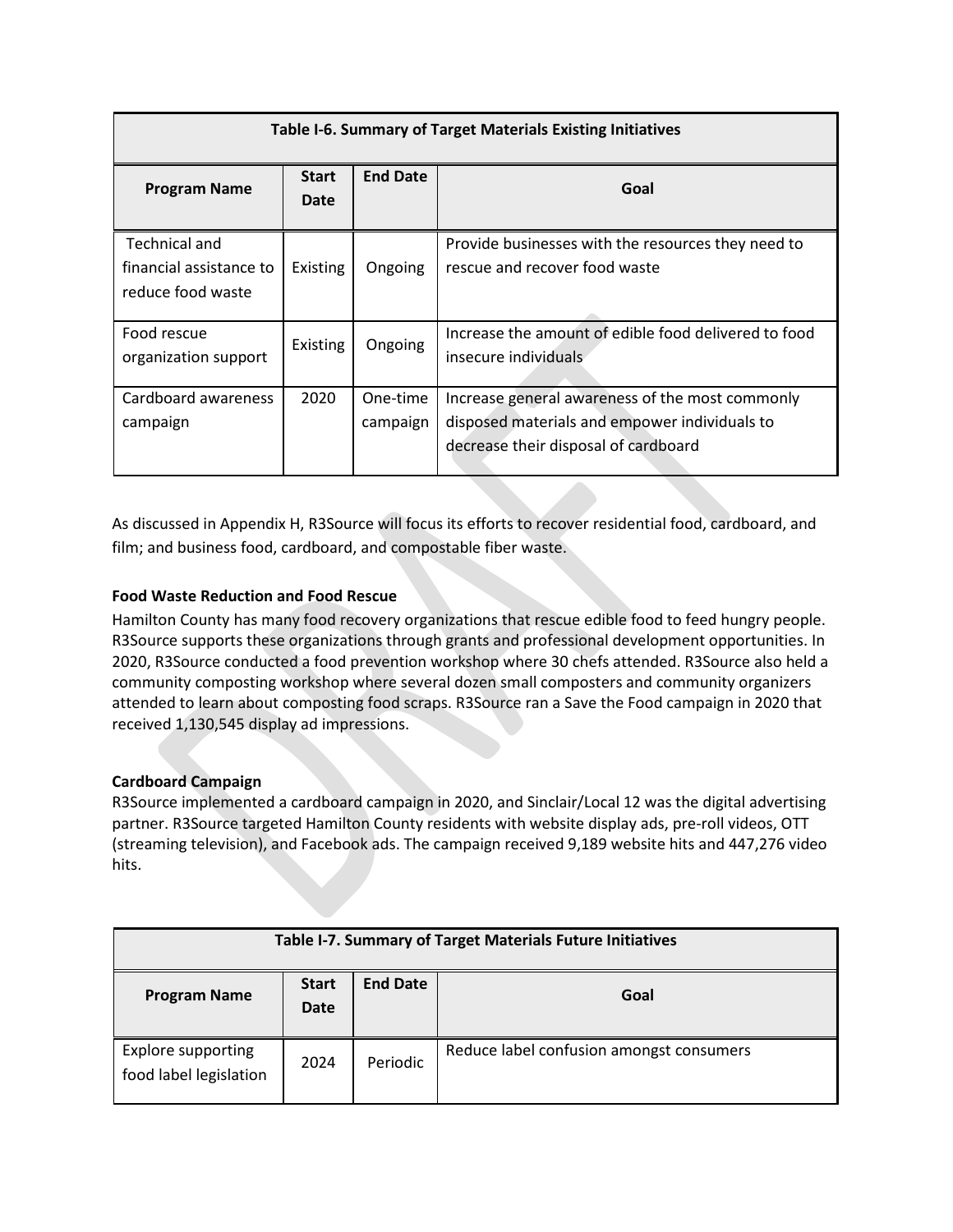| Table I-6. Summary of Target Materials Existing Initiatives | | | |
|---|---|---|---|
| **Program Name** | **Start Date** | **End Date** | **Goal** |
| Technical and financial assistance to reduce food waste | Existing | Ongoing | Provide businesses with the resources they need to rescue and recover food waste |
| Food rescue organization support | Existing | Ongoing | Increase the amount of edible food delivered to food insecure individuals |
| Cardboard awareness campaign | 2020 | One-time campaign | Increase general awareness of the most commonly disposed materials and empower individuals to decrease their disposal of cardboard |

As discussed in Appendix H, R3Source will focus its efforts to recover residential food, cardboard, and film; and business food, cardboard, and compostable fiber waste.

**Food Waste Reduction and Food Rescue**

Hamilton County has many food recovery organizations that rescue edible food to feed hungry people. R3Source supports these organizations through grants and professional development opportunities. In 2020, R3Source conducted a food prevention workshop where 30 chefs attended. R3Source also held a community composting workshop where several dozen small composters and community organizers attended to learn about composting food scraps. R3Source ran a Save the Food campaign in 2020 that received 1,130,545 display ad impressions.

**Cardboard Campaign**

R3Source implemented a cardboard campaign in 2020, and Sinclair/Local 12 was the digital advertising partner. R3Source targeted Hamilton County residents with website display ads, pre-roll videos, OTT (streaming television), and Facebook ads. The campaign received 9,189 website hits and 447,276 video hits.

| Table I-7. Summary of Target Materials Future Initiatives | | | |
|---|---|---|---|
| **Program Name** | **Start Date** | **End Date** | **Goal** |
| Explore supporting food label legislation | 2024 | Periodic | Reduce label confusion amongst consumers |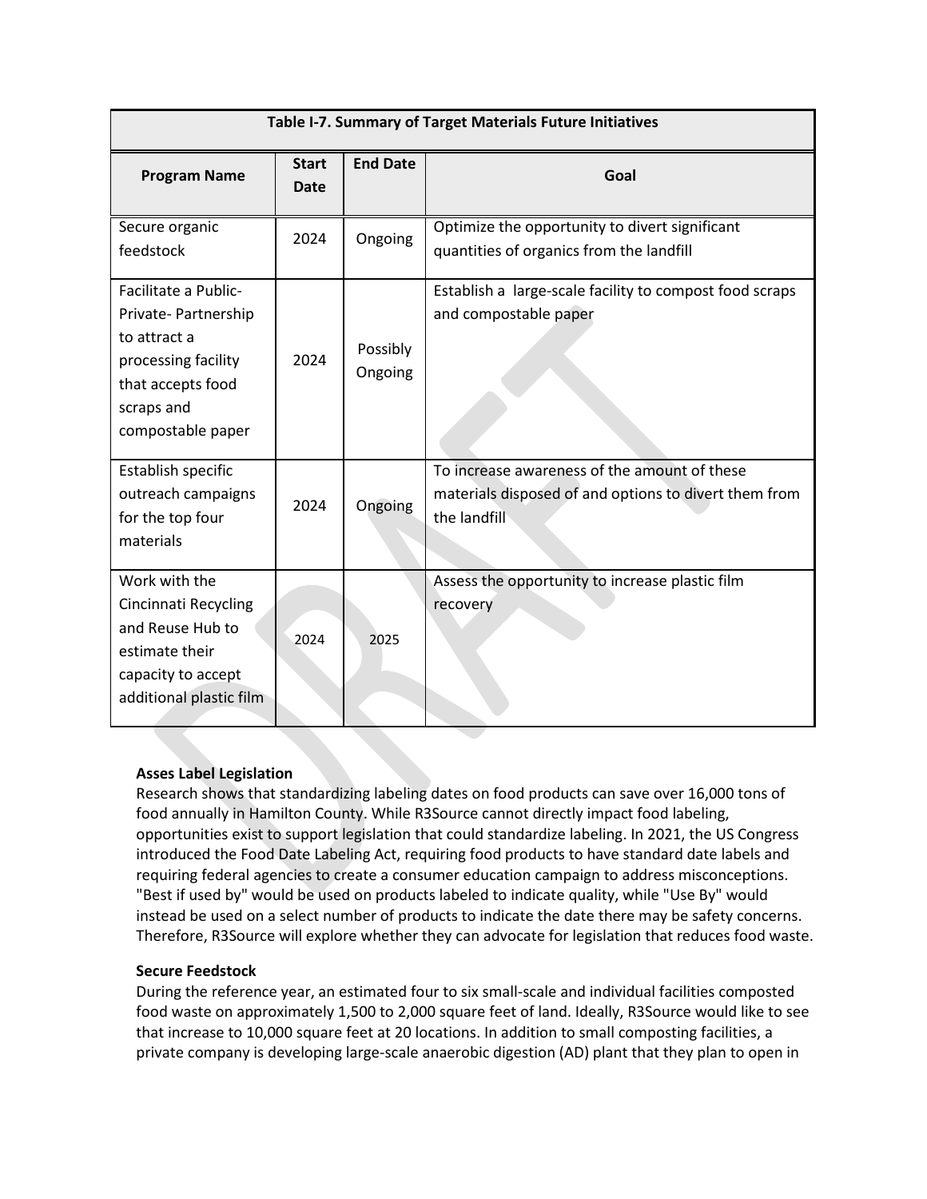| Table I-7. Summary of Target Materials Future Initiatives | | | |
|---|---|---|---|
| **Program Name** | **Start Date** | **End Date** | **Goal** |
| Secure organic feedstock | 2024 | Ongoing | Optimize the opportunity to divert significant quantities of organics from the landfill |
| Facilitate a Public-Private- Partnership to attract a processing facility that accepts food scraps and compostable paper | 2024 | Possibly Ongoing | Establish a large-scale facility to compost food scraps and compostable paper |
| Establish specific outreach campaigns for the top four materials | 2024 | Ongoing | To increase awareness of the amount of these materials disposed of and options to divert them from the landfill |
| Work with the Cincinnati Recycling and Reuse Hub to estimate their capacity to accept additional plastic film | 2024 | 2025 | Assess the opportunity to increase plastic film recovery |

**Asses Label Legislation**

Research shows that standardizing labeling dates on food products can save over 16,000 tons of food annually in Hamilton County. While R3Source cannot directly impact food labeling, opportunities exist to support legislation that could standardize labeling. In 2021, the US Congress introduced the Food Date Labeling Act, requiring food products to have standard date labels and requiring federal agencies to create a consumer education campaign to address misconceptions. "Best if used by" would be used on products labeled to indicate quality, while "Use By" would instead be used on a select number of products to indicate the date there may be safety concerns. Therefore, R3Source will explore whether they can advocate for legislation that reduces food waste.

**Secure Feedstock**

During the reference year, an estimated four to six small-scale and individual facilities composted food waste on approximately 1,500 to 2,000 square feet of land. Ideally, R3Source would like to see that increase to 10,000 square feet at 20 locations. In addition to small composting facilities, a private company is developing large-scale anaerobic digestion (AD) plant that they plan to open in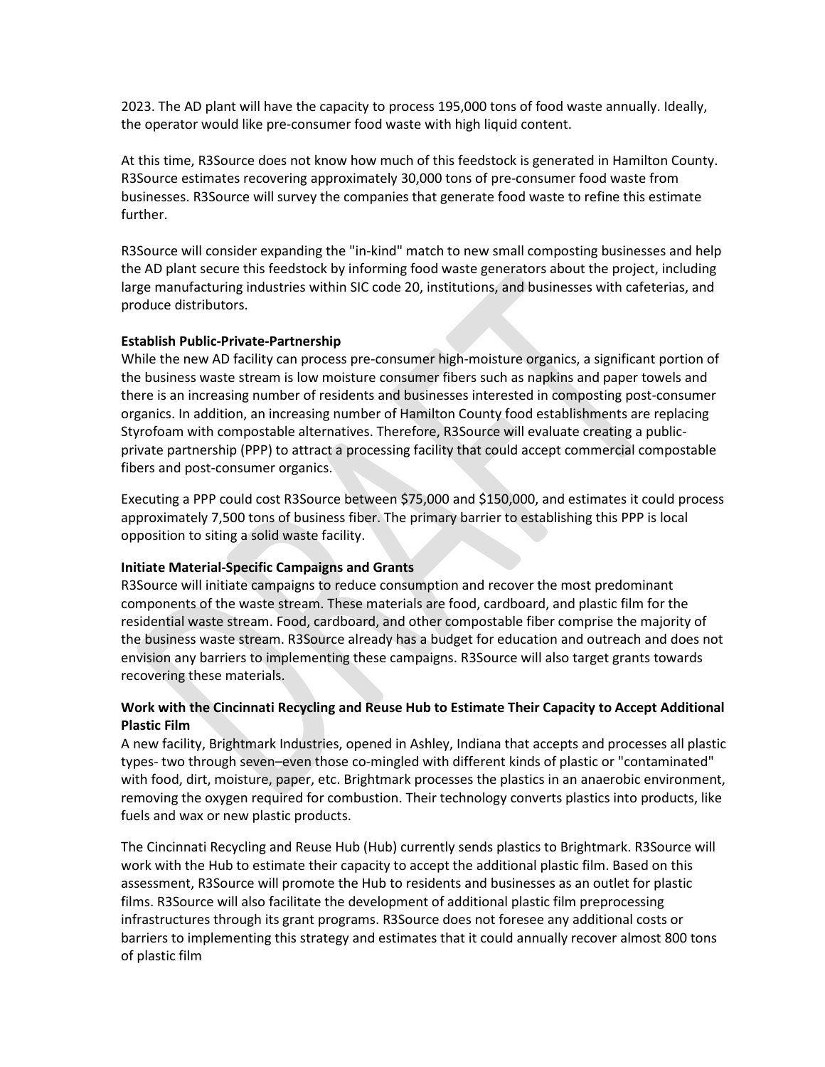2023. The AD plant will have the capacity to process 195,000 tons of food waste annually. Ideally, the operator would like pre-consumer food waste with high liquid content.

At this time, R3Source does not know how much of this feedstock is generated in Hamilton County. R3Source estimates recovering approximately 30,000 tons of pre-consumer food waste from businesses. R3Source will survey the companies that generate food waste to refine this estimate further.

R3Source will consider expanding the "in-kind" match to new small composting businesses and help the AD plant secure this feedstock by informing food waste generators about the project, including large manufacturing industries within SIC code 20, institutions, and businesses with cafeterias, and produce distributors.

**Establish Public-Private-Partnership**

While the new AD facility can process pre-consumer high-moisture organics, a significant portion of the business waste stream is low moisture consumer fibers such as napkins and paper towels and there is an increasing number of residents and businesses interested in composting post-consumer organics. In addition, an increasing number of Hamilton County food establishments are replacing Styrofoam with compostable alternatives. Therefore, R3Source will evaluate creating a public-private partnership (PPP) to attract a processing facility that could accept commercial compostable fibers and post-consumer organics.

Executing a PPP could cost R3Source between $75,000 and $150,000, and estimates it could process approximately 7,500 tons of business fiber. The primary barrier to establishing this PPP is local opposition to siting a solid waste facility.

**Initiate Material-Specific Campaigns and Grants**

R3Source will initiate campaigns to reduce consumption and recover the most predominant components of the waste stream. These materials are food, cardboard, and plastic film for the residential waste stream. Food, cardboard, and other compostable fiber comprise the majority of the business waste stream. R3Source already has a budget for education and outreach and does not envision any barriers to implementing these campaigns. R3Source will also target grants towards recovering these materials.

**Work with the Cincinnati Recycling and Reuse Hub to Estimate Their Capacity to Accept Additional Plastic Film**

A new facility, Brightmark Industries, opened in Ashley, Indiana that accepts and processes all plastic types- two through seven–even those co-mingled with different kinds of plastic or "contaminated" with food, dirt, moisture, paper, etc. Brightmark processes the plastics in an anaerobic environment, removing the oxygen required for combustion. Their technology converts plastics into products, like fuels and wax or new plastic products.

The Cincinnati Recycling and Reuse Hub (Hub) currently sends plastics to Brightmark. R3Source will work with the Hub to estimate their capacity to accept the additional plastic film. Based on this assessment, R3Source will promote the Hub to residents and businesses as an outlet for plastic films. R3Source will also facilitate the development of additional plastic film preprocessing infrastructures through its grant programs. R3Source does not foresee any additional costs or barriers to implementing this strategy and estimates that it could annually recover almost 800 tons of plastic film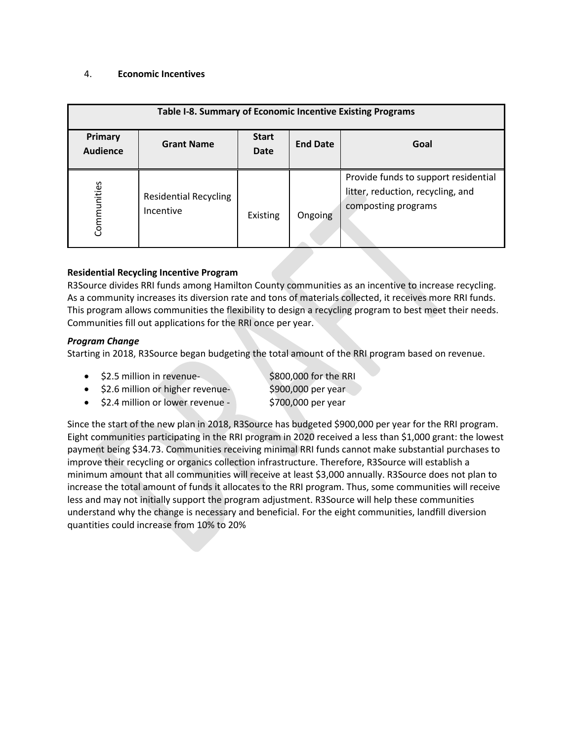4. **Economic Incentives**

| Table I-8. Summary of Economic Incentive Existing Programs | | | | |
|---|---|---|---|---|
| **Primary Audience** | **Grant Name** | **Start Date** | **End Date** | **Goal** |
| Communities | Residential Recycling Incentive | Existing | Ongoing | Provide funds to support residential litter, reduction, recycling, and composting programs |

**Residential Recycling Incentive Program**

R3Source divides RRI funds among Hamilton County communities as an incentive to increase recycling. As a community increases its diversion rate and tons of materials collected, it receives more RRI funds. This program allows communities the flexibility to design a recycling program to best meet their needs. Communities fill out applications for the RRI once per year.

***Program Change***

Starting in 2018, R3Source began budgeting the total amount of the RRI program based on revenue.

- $2.5 million in revenue- $800,000 for the RRI
- $2.6 million or higher revenue- $900,000 per year
- $2.4 million or lower revenue - $700,000 per year

Since the start of the new plan in 2018, R3Source has budgeted $900,000 per year for the RRI program. Eight communities participating in the RRI program in 2020 received a less than $1,000 grant: the lowest payment being $34.73. Communities receiving minimal RRI funds cannot make substantial purchases to improve their recycling or organics collection infrastructure. Therefore, R3Source will establish a minimum amount that all communities will receive at least $3,000 annually. R3Source does not plan to increase the total amount of funds it allocates to the RRI program. Thus, some communities will receive less and may not initially support the program adjustment. R3Source will help these communities understand why the change is necessary and beneficial. For the eight communities, landfill diversion quantities could increase from 10% to 20%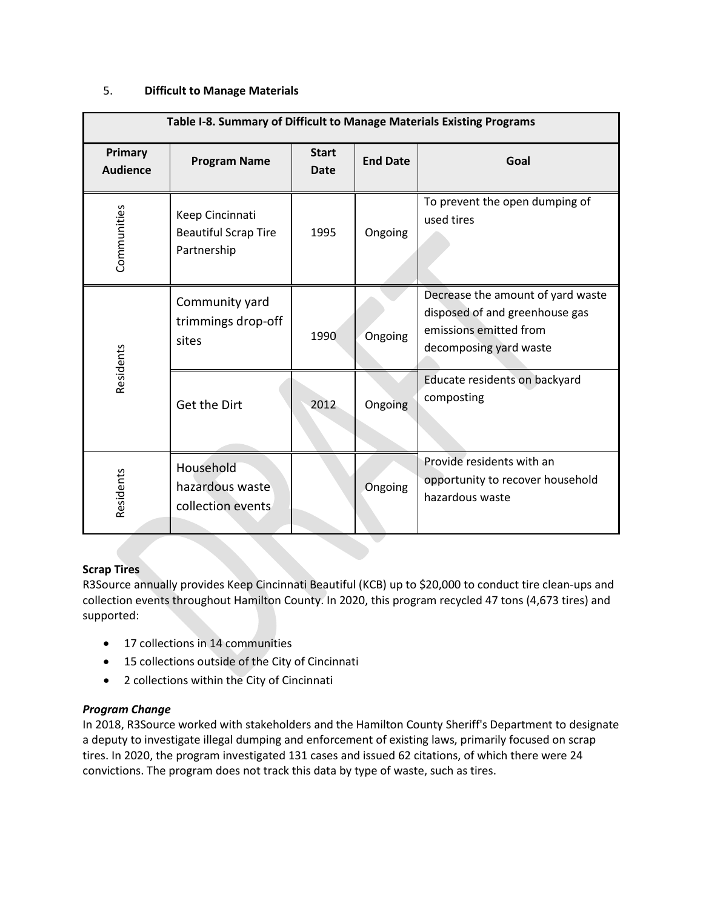5. **Difficult to Manage Materials**

| Table I-8. Summary of Difficult to Manage Materials Existing Programs | | | | |
|---|---|---|---|---|
| **Primary Audience** | **Program Name** | **Start Date** | **End Date** | **Goal** |
| Communities | Keep Cincinnati Beautiful Scrap Tire Partnership | 1995 | Ongoing | To prevent the open dumping of used tires |
| Residents | Community yard trimmings drop-off sites | 1990 | Ongoing | Decrease the amount of yard waste disposed of and greenhouse gas emissions emitted from decomposing yard waste |
| | Get the Dirt | 2012 | Ongoing | Educate residents on backyard composting |
| Residents | Household hazardous waste collection events | | Ongoing | Provide residents with an opportunity to recover household hazardous waste |

**Scrap Tires**
R3Source annually provides Keep Cincinnati Beautiful (KCB) up to $20,000 to conduct tire clean-ups and collection events throughout Hamilton County. In 2020, this program recycled 47 tons (4,673 tires) and supported:

- 17 collections in 14 communities
- 15 collections outside of the City of Cincinnati
- 2 collections within the City of Cincinnati

***Program Change***
In 2018, R3Source worked with stakeholders and the Hamilton County Sheriff's Department to designate a deputy to investigate illegal dumping and enforcement of existing laws, primarily focused on scrap tires. In 2020, the program investigated 131 cases and issued 62 citations, of which there were 24 convictions. The program does not track this data by type of waste, such as tires.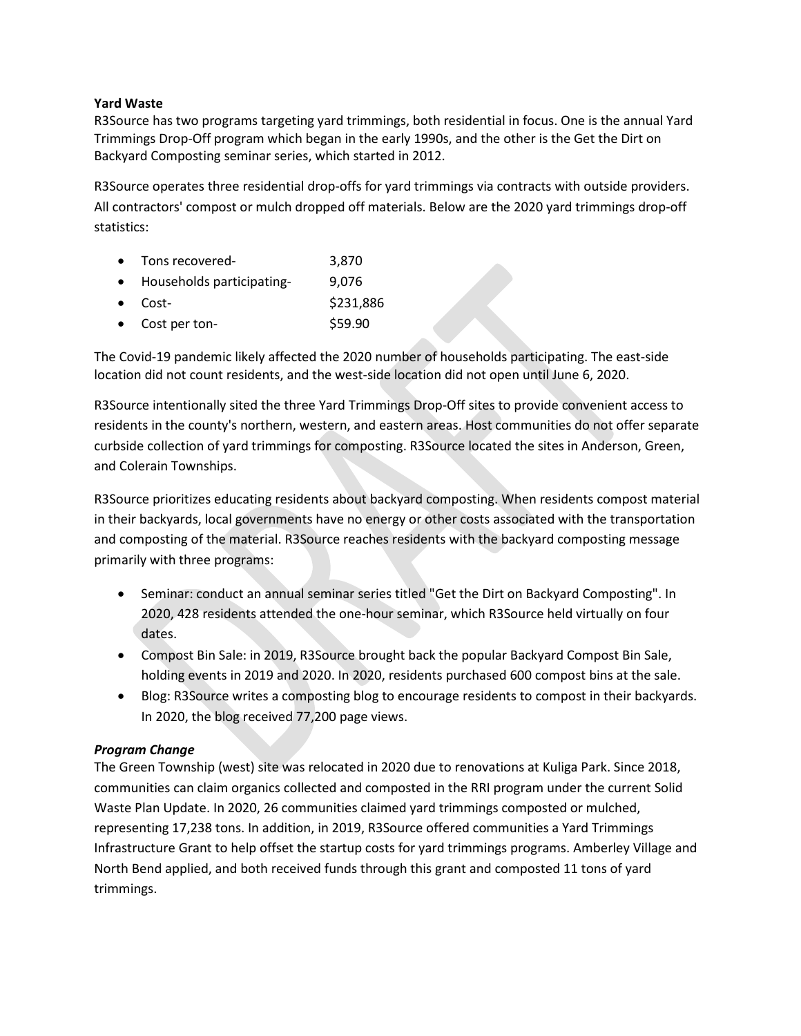**Yard Waste**

R3Source has two programs targeting yard trimmings, both residential in focus. One is the annual Yard Trimmings Drop-Off program which began in the early 1990s, and the other is the Get the Dirt on Backyard Composting seminar series, which started in 2012.

R3Source operates three residential drop-offs for yard trimmings via contracts with outside providers. All contractors' compost or mulch dropped off materials. Below are the 2020 yard trimmings drop-off statistics:

- Tons recovered- 3,870
- Households participating- 9,076
- Cost- $231,886
- Cost per ton- $59.90

The Covid-19 pandemic likely affected the 2020 number of households participating. The east-side location did not count residents, and the west-side location did not open until June 6, 2020.

R3Source intentionally sited the three Yard Trimmings Drop-Off sites to provide convenient access to residents in the county's northern, western, and eastern areas. Host communities do not offer separate curbside collection of yard trimmings for composting. R3Source located the sites in Anderson, Green, and Colerain Townships.

R3Source prioritizes educating residents about backyard composting. When residents compost material in their backyards, local governments have no energy or other costs associated with the transportation and composting of the material. R3Source reaches residents with the backyard composting message primarily with three programs:

- Seminar: conduct an annual seminar series titled "Get the Dirt on Backyard Composting". In 2020, 428 residents attended the one-hour seminar, which R3Source held virtually on four dates.
- Compost Bin Sale: in 2019, R3Source brought back the popular Backyard Compost Bin Sale, holding events in 2019 and 2020. In 2020, residents purchased 600 compost bins at the sale.
- Blog: R3Source writes a composting blog to encourage residents to compost in their backyards. In 2020, the blog received 77,200 page views.

***Program Change***

The Green Township (west) site was relocated in 2020 due to renovations at Kuliga Park. Since 2018, communities can claim organics collected and composted in the RRI program under the current Solid Waste Plan Update. In 2020, 26 communities claimed yard trimmings composted or mulched, representing 17,238 tons. In addition, in 2019, R3Source offered communities a Yard Trimmings Infrastructure Grant to help offset the startup costs for yard trimmings programs. Amberley Village and North Bend applied, and both received funds through this grant and composted 11 tons of yard trimmings.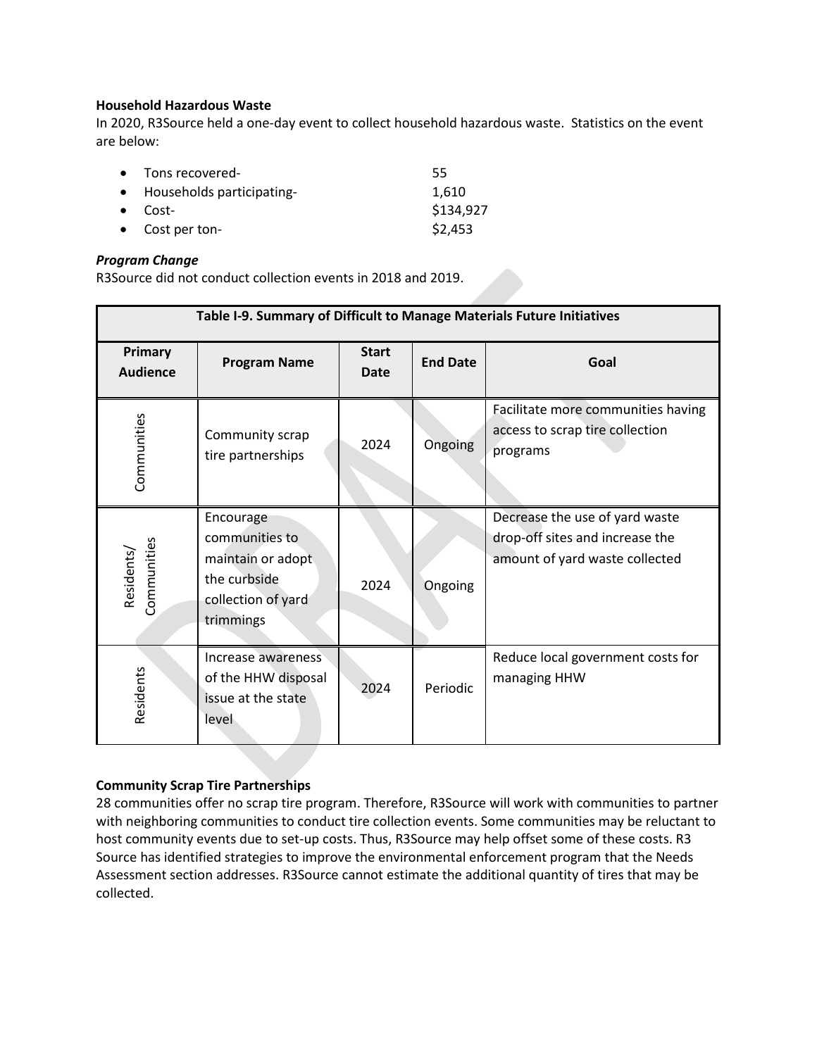**Household Hazardous Waste**

In 2020, R3Source held a one-day event to collect household hazardous waste. Statistics on the event are below:

- Tons recovered- 55
- Households participating- 1,610
- Cost- $134,927
- Cost per ton- $2,453

***Program Change***

R3Source did not conduct collection events in 2018 and 2019.

| Table I-9. Summary of Difficult to Manage Materials Future Initiatives | | | | |
|---|---|---|---|---|
| **Primary Audience** | **Program Name** | **Start Date** | **End Date** | **Goal** |
| Communities | Community scrap tire partnerships | 2024 | Ongoing | Facilitate more communities having access to scrap tire collection programs |
| Residents/ Communities | Encourage communities to maintain or adopt the curbside collection of yard trimmings | 2024 | Ongoing | Decrease the use of yard waste drop-off sites and increase the amount of yard waste collected |
| Residents | Increase awareness of the HHW disposal issue at the state level | 2024 | Periodic | Reduce local government costs for managing HHW |

**Community Scrap Tire Partnerships**

28 communities offer no scrap tire program. Therefore, R3Source will work with communities to partner with neighboring communities to conduct tire collection events. Some communities may be reluctant to host community events due to set-up costs. Thus, R3Source may help offset some of these costs. R3 Source has identified strategies to improve the environmental enforcement program that the Needs Assessment section addresses. R3Source cannot estimate the additional quantity of tires that may be collected.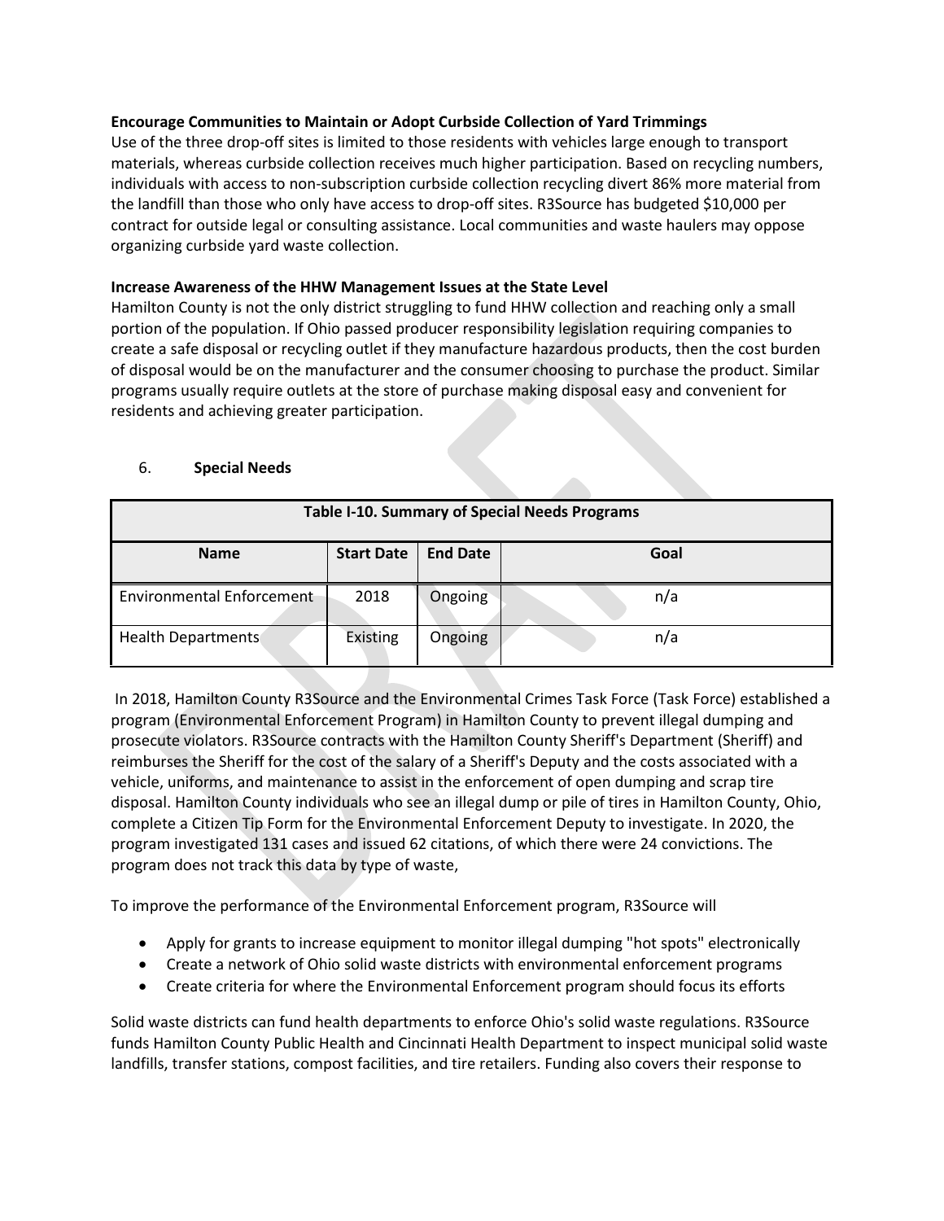**Encourage Communities to Maintain or Adopt Curbside Collection of Yard Trimmings**

Use of the three drop-off sites is limited to those residents with vehicles large enough to transport materials, whereas curbside collection receives much higher participation. Based on recycling numbers, individuals with access to non-subscription curbside collection recycling divert 86% more material from the landfill than those who only have access to drop-off sites. R3Source has budgeted $10,000 per contract for outside legal or consulting assistance. Local communities and waste haulers may oppose organizing curbside yard waste collection.

**Increase Awareness of the HHW Management Issues at the State Level**

Hamilton County is not the only district struggling to fund HHW collection and reaching only a small portion of the population. If Ohio passed producer responsibility legislation requiring companies to create a safe disposal or recycling outlet if they manufacture hazardous products, then the cost burden of disposal would be on the manufacturer and the consumer choosing to purchase the product. Similar programs usually require outlets at the store of purchase making disposal easy and convenient for residents and achieving greater participation.

6. **Special Needs**

| Table I-10. Summary of Special Needs Programs | | | |
|---|---|---|---|
| **Name** | **Start Date** | **End Date** | **Goal** |
| Environmental Enforcement | 2018 | Ongoing | n/a |
| Health Departments | Existing | Ongoing | n/a |

In 2018, Hamilton County R3Source and the Environmental Crimes Task Force (Task Force) established a program (Environmental Enforcement Program) in Hamilton County to prevent illegal dumping and prosecute violators. R3Source contracts with the Hamilton County Sheriff's Department (Sheriff) and reimburses the Sheriff for the cost of the salary of a Sheriff's Deputy and the costs associated with a vehicle, uniforms, and maintenance to assist in the enforcement of open dumping and scrap tire disposal. Hamilton County individuals who see an illegal dump or pile of tires in Hamilton County, Ohio, complete a Citizen Tip Form for the Environmental Enforcement Deputy to investigate. In 2020, the program investigated 131 cases and issued 62 citations, of which there were 24 convictions. The program does not track this data by type of waste,

To improve the performance of the Environmental Enforcement program, R3Source will

- Apply for grants to increase equipment to monitor illegal dumping "hot spots" electronically
- Create a network of Ohio solid waste districts with environmental enforcement programs
- Create criteria for where the Environmental Enforcement program should focus its efforts

Solid waste districts can fund health departments to enforce Ohio's solid waste regulations. R3Source funds Hamilton County Public Health and Cincinnati Health Department to inspect municipal solid waste landfills, transfer stations, compost facilities, and tire retailers. Funding also covers their response to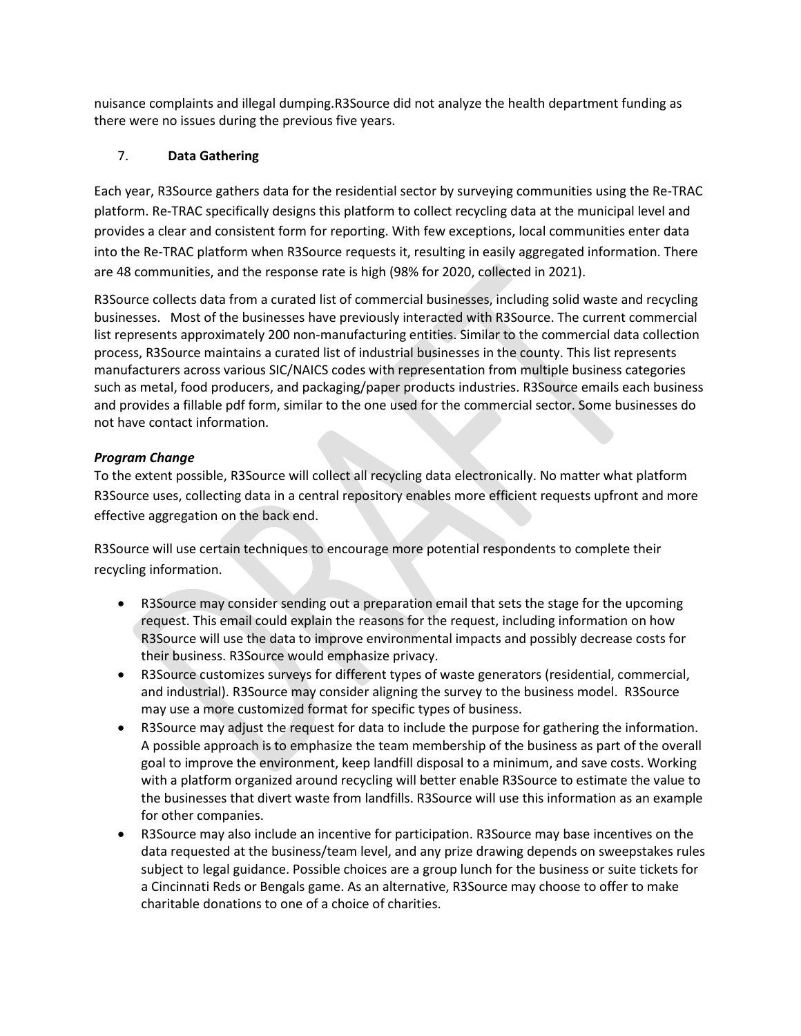nuisance complaints and illegal dumping.R3Source did not analyze the health department funding as there were no issues during the previous five years.

## 7. Data Gathering

Each year, R3Source gathers data for the residential sector by surveying communities using the Re-TRAC platform. Re-TRAC specifically designs this platform to collect recycling data at the municipal level and provides a clear and consistent form for reporting. With few exceptions, local communities enter data into the Re-TRAC platform when R3Source requests it, resulting in easily aggregated information. There are 48 communities, and the response rate is high (98% for 2020, collected in 2021).

R3Source collects data from a curated list of commercial businesses, including solid waste and recycling businesses. Most of the businesses have previously interacted with R3Source. The current commercial list represents approximately 200 non-manufacturing entities. Similar to the commercial data collection process, R3Source maintains a curated list of industrial businesses in the county. This list represents manufacturers across various SIC/NAICS codes with representation from multiple business categories such as metal, food producers, and packaging/paper products industries. R3Source emails each business and provides a fillable pdf form, similar to the one used for the commercial sector. Some businesses do not have contact information.

***Program Change***

To the extent possible, R3Source will collect all recycling data electronically. No matter what platform R3Source uses, collecting data in a central repository enables more efficient requests upfront and more effective aggregation on the back end.

R3Source will use certain techniques to encourage more potential respondents to complete their recycling information.

- R3Source may consider sending out a preparation email that sets the stage for the upcoming request. This email could explain the reasons for the request, including information on how R3Source will use the data to improve environmental impacts and possibly decrease costs for their business. R3Source would emphasize privacy.
- R3Source customizes surveys for different types of waste generators (residential, commercial, and industrial). R3Source may consider aligning the survey to the business model. R3Source may use a more customized format for specific types of business.
- R3Source may adjust the request for data to include the purpose for gathering the information. A possible approach is to emphasize the team membership of the business as part of the overall goal to improve the environment, keep landfill disposal to a minimum, and save costs. Working with a platform organized around recycling will better enable R3Source to estimate the value to the businesses that divert waste from landfills. R3Source will use this information as an example for other companies.
- R3Source may also include an incentive for participation. R3Source may base incentives on the data requested at the business/team level, and any prize drawing depends on sweepstakes rules subject to legal guidance. Possible choices are a group lunch for the business or suite tickets for a Cincinnati Reds or Bengals game. As an alternative, R3Source may choose to offer to make charitable donations to one of a choice of charities.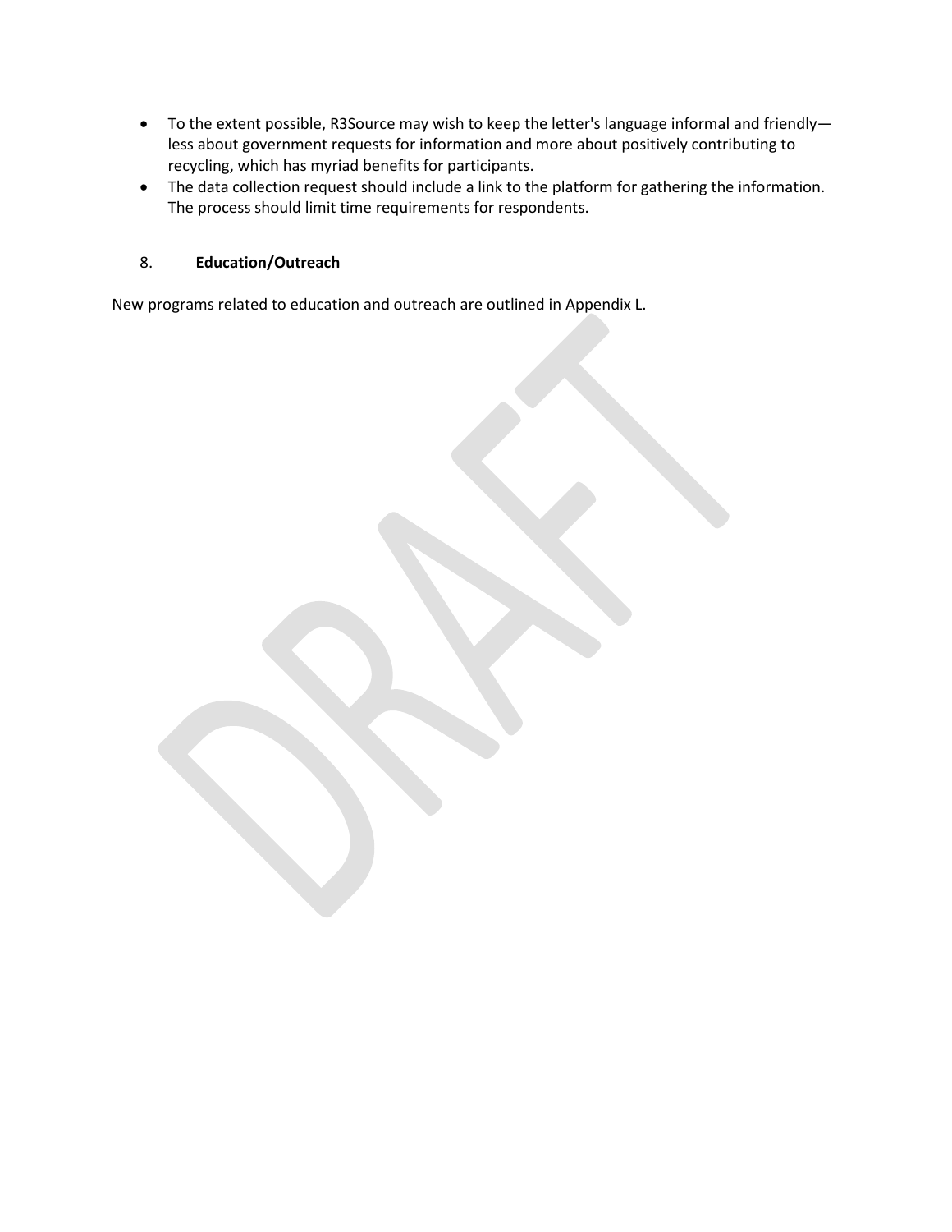- To the extent possible, R3Source may wish to keep the letter's language informal and friendly—less about government requests for information and more about positively contributing to recycling, which has myriad benefits for participants.
- The data collection request should include a link to the platform for gathering the information. The process should limit time requirements for respondents.

## 8. Education/Outreach

New programs related to education and outreach are outlined in Appendix L.